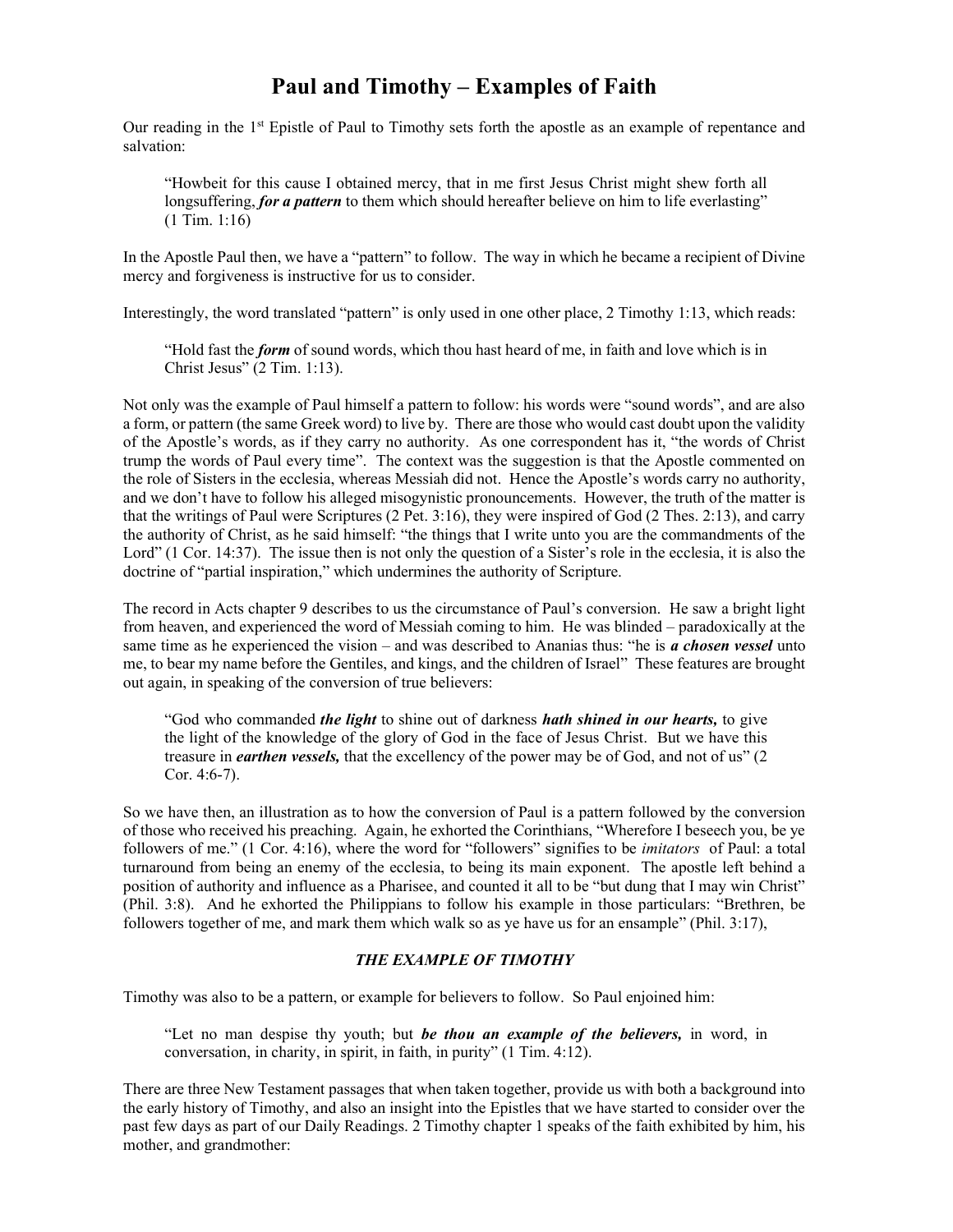# Paul and Timothy – Examples of Faith

Our reading in the 1st Epistle of Paul to Timothy sets forth the apostle as an example of repentance and salvation:

> "Howbeit for this cause I obtained mercy, that in me first Jesus Christ might shew forth all longsuffering, ***for a pattern*** to them which should hereafter believe on him to life everlasting" (1 Tim. 1:16)

In the Apostle Paul then, we have a "pattern" to follow. The way in which he became a recipient of Divine mercy and forgiveness is instructive for us to consider.

Interestingly, the word translated "pattern" is only used in one other place, 2 Timothy 1:13, which reads:

> "Hold fast the ***form*** of sound words, which thou hast heard of me, in faith and love which is in Christ Jesus" (2 Tim. 1:13).

Not only was the example of Paul himself a pattern to follow: his words were "sound words", and are also a form, or pattern (the same Greek word) to live by. There are those who would cast doubt upon the validity of the Apostle's words, as if they carry no authority. As one correspondent has it, "the words of Christ trump the words of Paul every time". The context was the suggestion is that the Apostle commented on the role of Sisters in the ecclesia, whereas Messiah did not. Hence the Apostle's words carry no authority, and we don't have to follow his alleged misogynistic pronouncements. However, the truth of the matter is that the writings of Paul were Scriptures (2 Pet. 3:16), they were inspired of God (2 Thes. 2:13), and carry the authority of Christ, as he said himself: "the things that I write unto you are the commandments of the Lord" (1 Cor. 14:37). The issue then is not only the question of a Sister's role in the ecclesia, it is also the doctrine of "partial inspiration," which undermines the authority of Scripture.

The record in Acts chapter 9 describes to us the circumstance of Paul's conversion. He saw a bright light from heaven, and experienced the word of Messiah coming to him. He was blinded – paradoxically at the same time as he experienced the vision – and was described to Ananias thus: "he is ***a chosen vessel*** unto me, to bear my name before the Gentiles, and kings, and the children of Israel" These features are brought out again, in speaking of the conversion of true believers:

> "God who commanded ***the light*** to shine out of darkness ***hath shined in our hearts,*** to give the light of the knowledge of the glory of God in the face of Jesus Christ. But we have this treasure in ***earthen vessels,*** that the excellency of the power may be of God, and not of us" (2 Cor. 4:6-7).

So we have then, an illustration as to how the conversion of Paul is a pattern followed by the conversion of those who received his preaching. Again, he exhorted the Corinthians, "Wherefore I beseech you, be ye followers of me." (1 Cor. 4:16), where the word for "followers" signifies to be *imitators* of Paul: a total turnaround from being an enemy of the ecclesia, to being its main exponent. The apostle left behind a position of authority and influence as a Pharisee, and counted it all to be "but dung that I may win Christ" (Phil. 3:8). And he exhorted the Philippians to follow his example in those particulars: "Brethren, be followers together of me, and mark them which walk so as ye have us for an ensample" (Phil. 3:17),

### *THE EXAMPLE OF TIMOTHY*

Timothy was also to be a pattern, or example for believers to follow. So Paul enjoined him:

> "Let no man despise thy youth; but ***be thou an example of the believers,*** in word, in conversation, in charity, in spirit, in faith, in purity" (1 Tim. 4:12).

There are three New Testament passages that when taken together, provide us with both a background into the early history of Timothy, and also an insight into the Epistles that we have started to consider over the past few days as part of our Daily Readings. 2 Timothy chapter 1 speaks of the faith exhibited by him, his mother, and grandmother: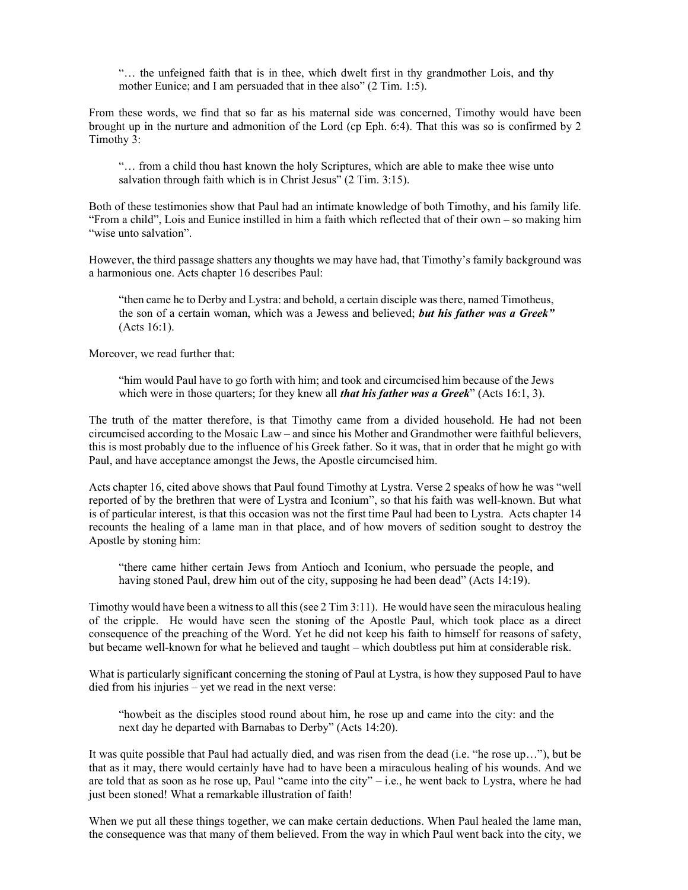> "… the unfeigned faith that is in thee, which dwelt first in thy grandmother Lois, and thy mother Eunice; and I am persuaded that in thee also" (2 Tim. 1:5).

From these words, we find that so far as his maternal side was concerned, Timothy would have been brought up in the nurture and admonition of the Lord (cp Eph. 6:4). That this was so is confirmed by 2 Timothy 3:

> "… from a child thou hast known the holy Scriptures, which are able to make thee wise unto salvation through faith which is in Christ Jesus" (2 Tim. 3:15).

Both of these testimonies show that Paul had an intimate knowledge of both Timothy, and his family life. "From a child", Lois and Eunice instilled in him a faith which reflected that of their own – so making him "wise unto salvation".

However, the third passage shatters any thoughts we may have had, that Timothy's family background was a harmonious one. Acts chapter 16 describes Paul:

> "then came he to Derby and Lystra: and behold, a certain disciple was there, named Timotheus, the son of a certain woman, which was a Jewess and believed; ***but his father was a Greek"*** (Acts 16:1).

Moreover, we read further that:

> "him would Paul have to go forth with him; and took and circumcised him because of the Jews which were in those quarters; for they knew all ***that his father was a Greek***" (Acts 16:1, 3).

The truth of the matter therefore, is that Timothy came from a divided household. He had not been circumcised according to the Mosaic Law – and since his Mother and Grandmother were faithful believers, this is most probably due to the influence of his Greek father. So it was, that in order that he might go with Paul, and have acceptance amongst the Jews, the Apostle circumcised him.

Acts chapter 16, cited above shows that Paul found Timothy at Lystra. Verse 2 speaks of how he was "well reported of by the brethren that were of Lystra and Iconium", so that his faith was well-known. But what is of particular interest, is that this occasion was not the first time Paul had been to Lystra. Acts chapter 14 recounts the healing of a lame man in that place, and of how movers of sedition sought to destroy the Apostle by stoning him:

> "there came hither certain Jews from Antioch and Iconium, who persuade the people, and having stoned Paul, drew him out of the city, supposing he had been dead" (Acts 14:19).

Timothy would have been a witness to all this (see 2 Tim 3:11). He would have seen the miraculous healing of the cripple. He would have seen the stoning of the Apostle Paul, which took place as a direct consequence of the preaching of the Word. Yet he did not keep his faith to himself for reasons of safety, but became well-known for what he believed and taught – which doubtless put him at considerable risk.

What is particularly significant concerning the stoning of Paul at Lystra, is how they supposed Paul to have died from his injuries – yet we read in the next verse:

> "howbeit as the disciples stood round about him, he rose up and came into the city: and the next day he departed with Barnabas to Derby" (Acts 14:20).

It was quite possible that Paul had actually died, and was risen from the dead (i.e. "he rose up…"), but be that as it may, there would certainly have had to have been a miraculous healing of his wounds. And we are told that as soon as he rose up, Paul "came into the city" – i.e., he went back to Lystra, where he had just been stoned! What a remarkable illustration of faith!

When we put all these things together, we can make certain deductions. When Paul healed the lame man, the consequence was that many of them believed. From the way in which Paul went back into the city, we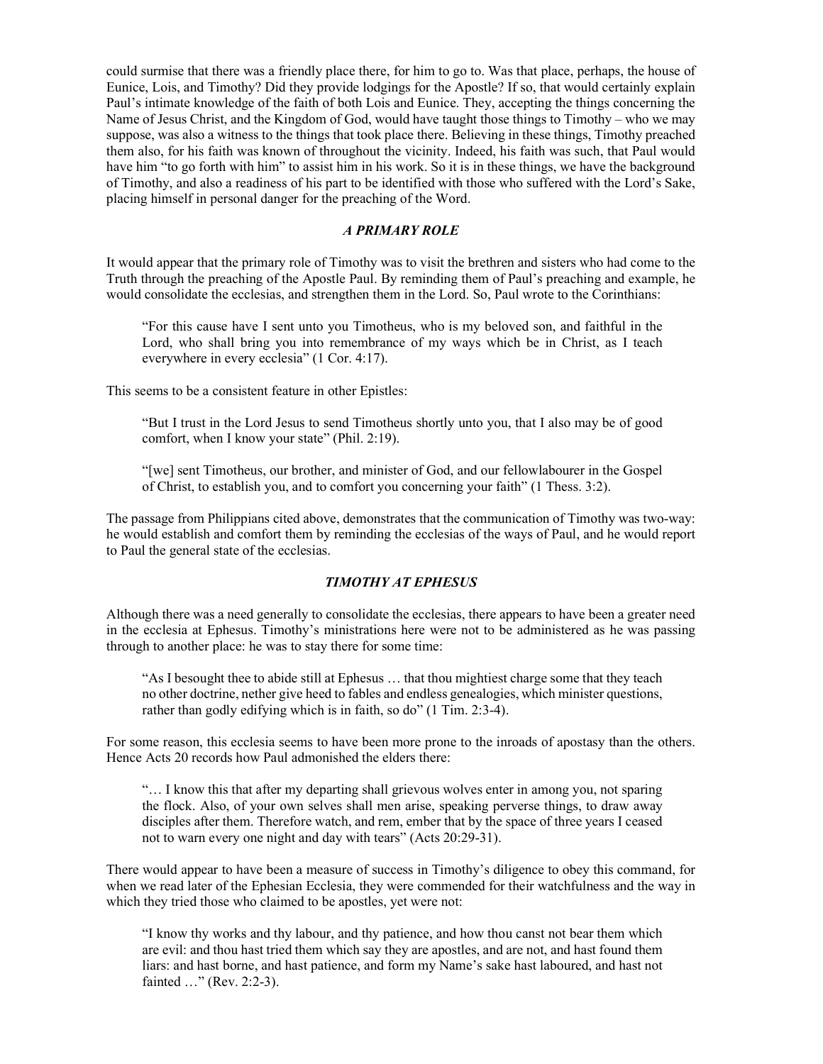could surmise that there was a friendly place there, for him to go to. Was that place, perhaps, the house of Eunice, Lois, and Timothy? Did they provide lodgings for the Apostle? If so, that would certainly explain Paul's intimate knowledge of the faith of both Lois and Eunice. They, accepting the things concerning the Name of Jesus Christ, and the Kingdom of God, would have taught those things to Timothy – who we may suppose, was also a witness to the things that took place there. Believing in these things, Timothy preached them also, for his faith was known of throughout the vicinity. Indeed, his faith was such, that Paul would have him "to go forth with him" to assist him in his work. So it is in these things, we have the background of Timothy, and also a readiness of his part to be identified with those who suffered with the Lord's Sake, placing himself in personal danger for the preaching of the Word.

### *A PRIMARY ROLE*

It would appear that the primary role of Timothy was to visit the brethren and sisters who had come to the Truth through the preaching of the Apostle Paul. By reminding them of Paul's preaching and example, he would consolidate the ecclesias, and strengthen them in the Lord. So, Paul wrote to the Corinthians:

> "For this cause have I sent unto you Timotheus, who is my beloved son, and faithful in the Lord, who shall bring you into remembrance of my ways which be in Christ, as I teach everywhere in every ecclesia" (1 Cor. 4:17).

This seems to be a consistent feature in other Epistles:

> "But I trust in the Lord Jesus to send Timotheus shortly unto you, that I also may be of good comfort, when I know your state" (Phil. 2:19).

> "[we] sent Timotheus, our brother, and minister of God, and our fellowlabourer in the Gospel of Christ, to establish you, and to comfort you concerning your faith" (1 Thess. 3:2).

The passage from Philippians cited above, demonstrates that the communication of Timothy was two-way: he would establish and comfort them by reminding the ecclesias of the ways of Paul, and he would report to Paul the general state of the ecclesias.

### *TIMOTHY AT EPHESUS*

Although there was a need generally to consolidate the ecclesias, there appears to have been a greater need in the ecclesia at Ephesus. Timothy's ministrations here were not to be administered as he was passing through to another place: he was to stay there for some time:

> "As I besought thee to abide still at Ephesus … that thou mightiest charge some that they teach no other doctrine, nether give heed to fables and endless genealogies, which minister questions, rather than godly edifying which is in faith, so do" (1 Tim. 2:3-4).

For some reason, this ecclesia seems to have been more prone to the inroads of apostasy than the others. Hence Acts 20 records how Paul admonished the elders there:

> "… I know this that after my departing shall grievous wolves enter in among you, not sparing the flock. Also, of your own selves shall men arise, speaking perverse things, to draw away disciples after them. Therefore watch, and rem, ember that by the space of three years I ceased not to warn every one night and day with tears" (Acts 20:29-31).

There would appear to have been a measure of success in Timothy's diligence to obey this command, for when we read later of the Ephesian Ecclesia, they were commended for their watchfulness and the way in which they tried those who claimed to be apostles, yet were not:

> "I know thy works and thy labour, and thy patience, and how thou canst not bear them which are evil: and thou hast tried them which say they are apostles, and are not, and hast found them liars: and hast borne, and hast patience, and form my Name's sake hast laboured, and hast not fainted …" (Rev. 2:2-3).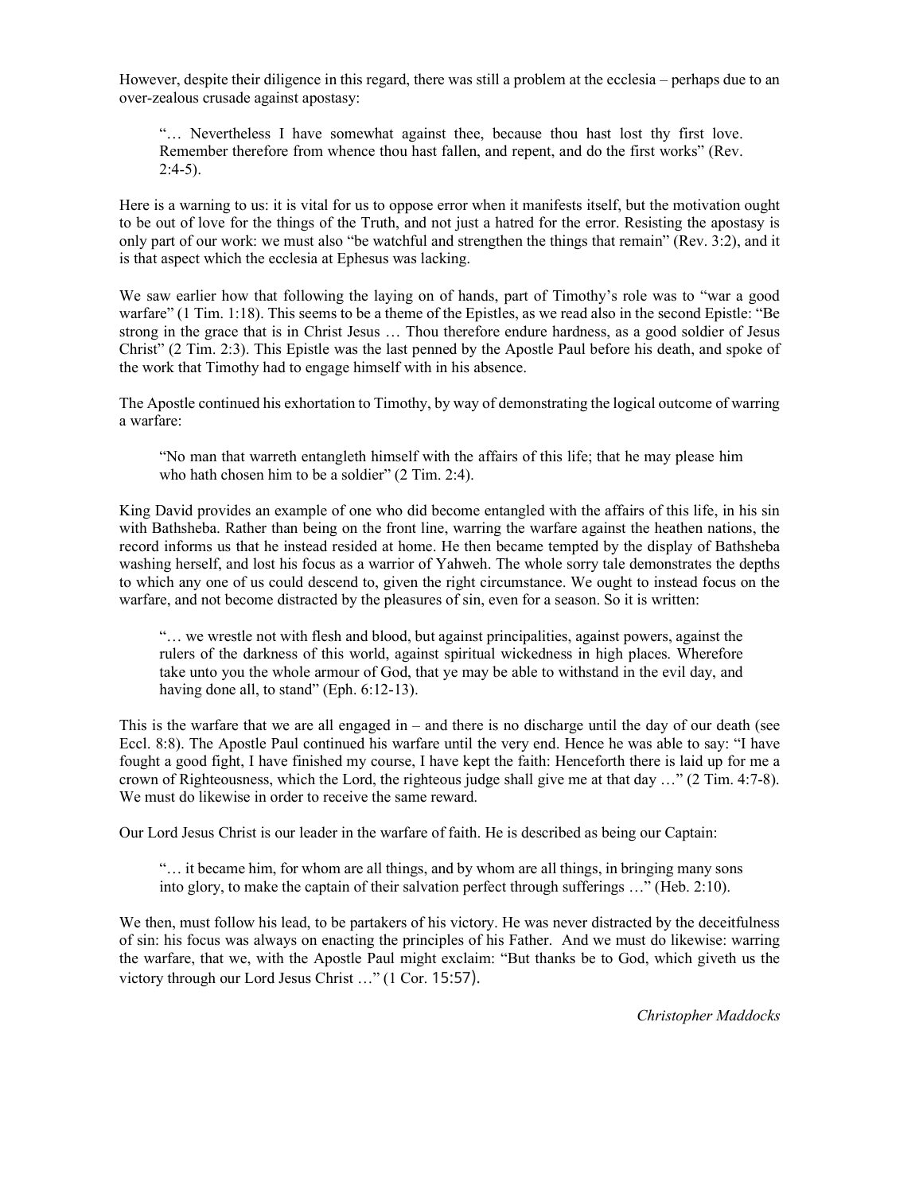However, despite their diligence in this regard, there was still a problem at the ecclesia – perhaps due to an over-zealous crusade against apostasy:

> "… Nevertheless I have somewhat against thee, because thou hast lost thy first love. Remember therefore from whence thou hast fallen, and repent, and do the first works" (Rev. 2:4-5).

Here is a warning to us: it is vital for us to oppose error when it manifests itself, but the motivation ought to be out of love for the things of the Truth, and not just a hatred for the error. Resisting the apostasy is only part of our work: we must also "be watchful and strengthen the things that remain" (Rev. 3:2), and it is that aspect which the ecclesia at Ephesus was lacking.

We saw earlier how that following the laying on of hands, part of Timothy's role was to "war a good warfare" (1 Tim. 1:18). This seems to be a theme of the Epistles, as we read also in the second Epistle: "Be strong in the grace that is in Christ Jesus … Thou therefore endure hardness, as a good soldier of Jesus Christ" (2 Tim. 2:3). This Epistle was the last penned by the Apostle Paul before his death, and spoke of the work that Timothy had to engage himself with in his absence.

The Apostle continued his exhortation to Timothy, by way of demonstrating the logical outcome of warring a warfare:

> "No man that warreth entangleth himself with the affairs of this life; that he may please him who hath chosen him to be a soldier" (2 Tim. 2:4).

King David provides an example of one who did become entangled with the affairs of this life, in his sin with Bathsheba. Rather than being on the front line, warring the warfare against the heathen nations, the record informs us that he instead resided at home. He then became tempted by the display of Bathsheba washing herself, and lost his focus as a warrior of Yahweh. The whole sorry tale demonstrates the depths to which any one of us could descend to, given the right circumstance. We ought to instead focus on the warfare, and not become distracted by the pleasures of sin, even for a season. So it is written:

> "… we wrestle not with flesh and blood, but against principalities, against powers, against the rulers of the darkness of this world, against spiritual wickedness in high places. Wherefore take unto you the whole armour of God, that ye may be able to withstand in the evil day, and having done all, to stand" (Eph. 6:12-13).

This is the warfare that we are all engaged in – and there is no discharge until the day of our death (see Eccl. 8:8). The Apostle Paul continued his warfare until the very end. Hence he was able to say: "I have fought a good fight, I have finished my course, I have kept the faith: Henceforth there is laid up for me a crown of Righteousness, which the Lord, the righteous judge shall give me at that day …" (2 Tim. 4:7-8). We must do likewise in order to receive the same reward.

Our Lord Jesus Christ is our leader in the warfare of faith. He is described as being our Captain:

> "… it became him, for whom are all things, and by whom are all things, in bringing many sons into glory, to make the captain of their salvation perfect through sufferings …" (Heb. 2:10).

We then, must follow his lead, to be partakers of his victory. He was never distracted by the deceitfulness of sin: his focus was always on enacting the principles of his Father. And we must do likewise: warring the warfare, that we, with the Apostle Paul might exclaim: "But thanks be to God, which giveth us the victory through our Lord Jesus Christ …" (1 Cor. 15:57).

*Christopher Maddocks*